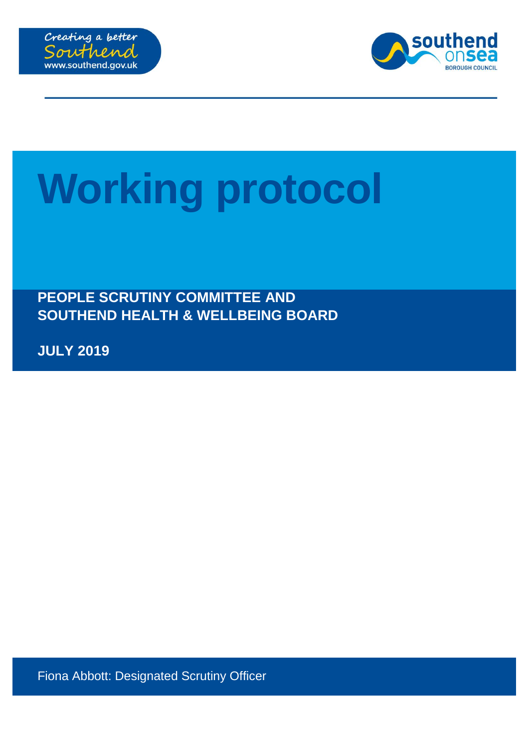Creating a better Southend
www.southend.gov.uk

southend on sea
BOROUGH COUNCIL

# Working protocol

**PEOPLE SCRUTINY COMMITTEE AND SOUTHEND HEALTH & WELLBEING BOARD**

**JULY 2019**

Fiona Abbott: Designated Scrutiny Officer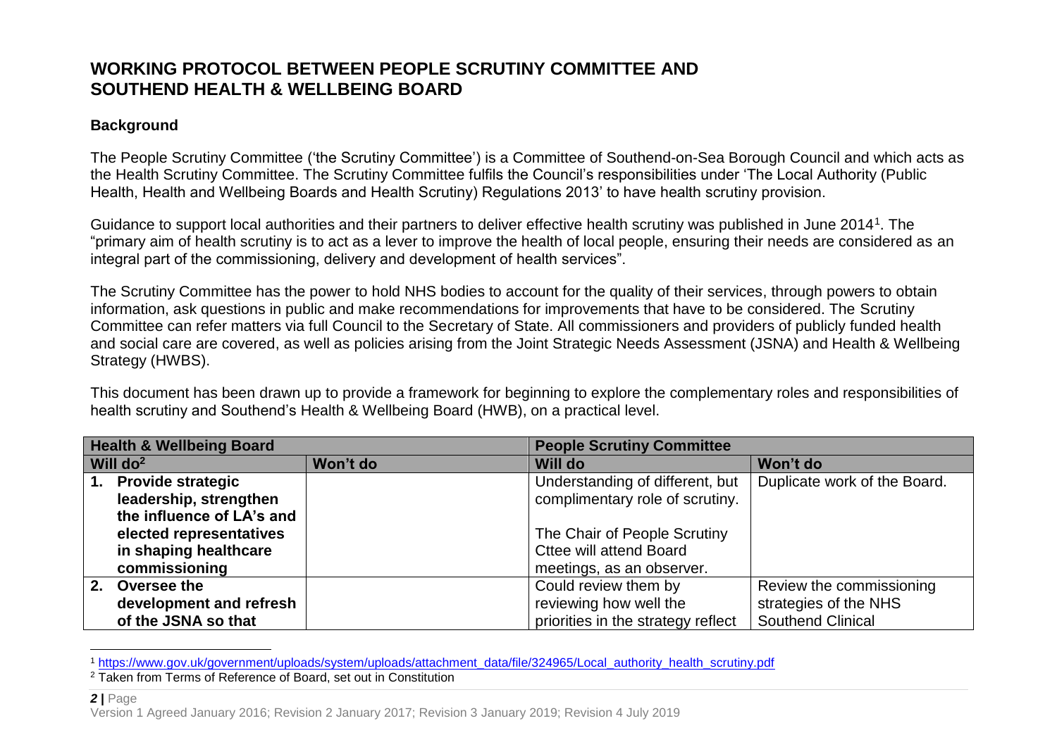# WORKING PROTOCOL BETWEEN PEOPLE SCRUTINY COMMITTEE AND SOUTHEND HEALTH & WELLBEING BOARD

## Background

The People Scrutiny Committee ('the Scrutiny Committee') is a Committee of Southend-on-Sea Borough Council and which acts as the Health Scrutiny Committee. The Scrutiny Committee fulfils the Council's responsibilities under 'The Local Authority (Public Health, Health and Wellbeing Boards and Health Scrutiny) Regulations 2013' to have health scrutiny provision.

Guidance to support local authorities and their partners to deliver effective health scrutiny was published in June 2014[1]. The "primary aim of health scrutiny is to act as a lever to improve the health of local people, ensuring their needs are considered as an integral part of the commissioning, delivery and development of health services".

The Scrutiny Committee has the power to hold NHS bodies to account for the quality of their services, through powers to obtain information, ask questions in public and make recommendations for improvements that have to be considered. The Scrutiny Committee can refer matters via full Council to the Secretary of State. All commissioners and providers of publicly funded health and social care are covered, as well as policies arising from the Joint Strategic Needs Assessment (JSNA) and Health & Wellbeing Strategy (HWBS).

This document has been drawn up to provide a framework for beginning to explore the complementary roles and responsibilities of health scrutiny and Southend's Health & Wellbeing Board (HWB), on a practical level.

| **Health & Wellbeing Board** | | **People Scrutiny Committee** | |
|---|---|---|---|
| **Will do[2]** | **Won't do** | **Will do** | **Won't do** |
| **1. Provide strategic leadership, strengthen the influence of LA's and elected representatives in shaping healthcare commissioning** | | Understanding of different, but complimentary role of scrutiny.<br><br>The Chair of People Scrutiny Cttee will attend Board meetings, as an observer. | Duplicate work of the Board. |
| **2. Oversee the development and refresh of the JSNA so that** | | Could review them by reviewing how well the priorities in the strategy reflect | Review the commissioning strategies of the NHS Southend Clinical |

[1] https://www.gov.uk/government/uploads/system/uploads/attachment_data/file/324965/Local_authority_health_scrutiny.pdf

[2] Taken from Terms of Reference of Board, set out in Constitution

Version 1 Agreed January 2016; Revision 2 January 2017; Revision 3 January 2019; Revision 4 July 2019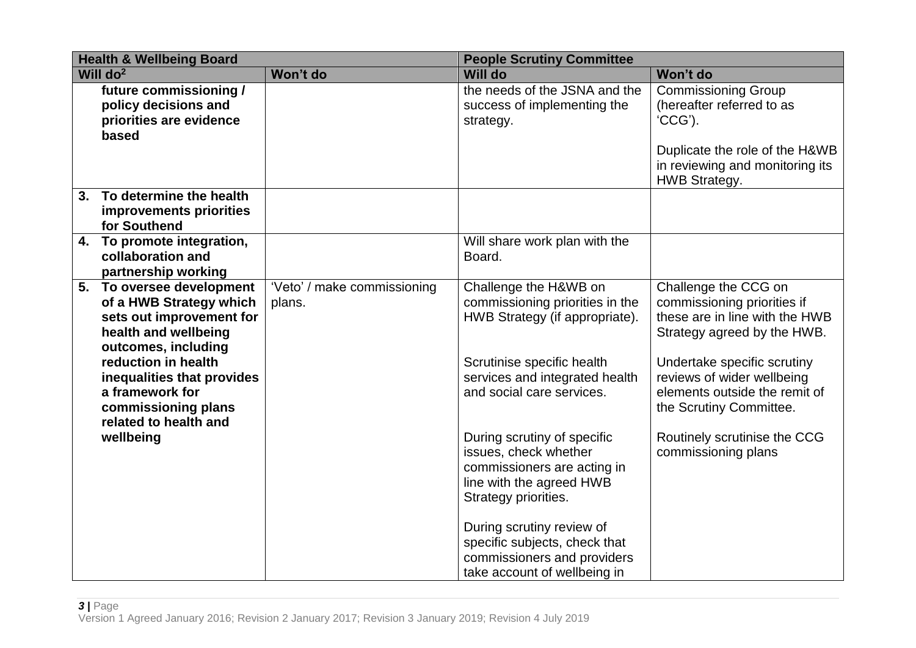| Health & Wellbeing Board | | People Scrutiny Committee | |
|---|---|---|---|
| **Will do**[2] | **Won't do** | **Will do** | **Won't do** |
| **future commissioning / policy decisions and priorities are evidence based** | | the needs of the JSNA and the success of implementing the strategy. | Commissioning Group (hereafter referred to as 'CCG').<br><br>Duplicate the role of the H&WB in reviewing and monitoring its HWB Strategy. |
| **3. To determine the health improvements priorities for Southend** | | | |
| **4. To promote integration, collaboration and partnership working** | | Will share work plan with the Board. | |
| **5. To oversee development of a HWB Strategy which sets out improvement for health and wellbeing outcomes, including reduction in health inequalities that provides a framework for commissioning plans related to health and wellbeing** | 'Veto' / make commissioning plans. | Challenge the H&WB on commissioning priorities in the HWB Strategy (if appropriate).<br><br>Scrutinise specific health services and integrated health and social care services.<br><br>During scrutiny of specific issues, check whether commissioners are acting in line with the agreed HWB Strategy priorities.<br><br>During scrutiny review of specific subjects, check that commissioners and providers take account of wellbeing in | Challenge the CCG on commissioning priorities if these are in line with the HWB Strategy agreed by the HWB.<br><br>Undertake specific scrutiny reviews of wider wellbeing elements outside the remit of the Scrutiny Committee.<br><br>Routinely scrutinise the CCG commissioning plans |

Version 1 Agreed January 2016; Revision 2 January 2017; Revision 3 January 2019; Revision 4 July 2019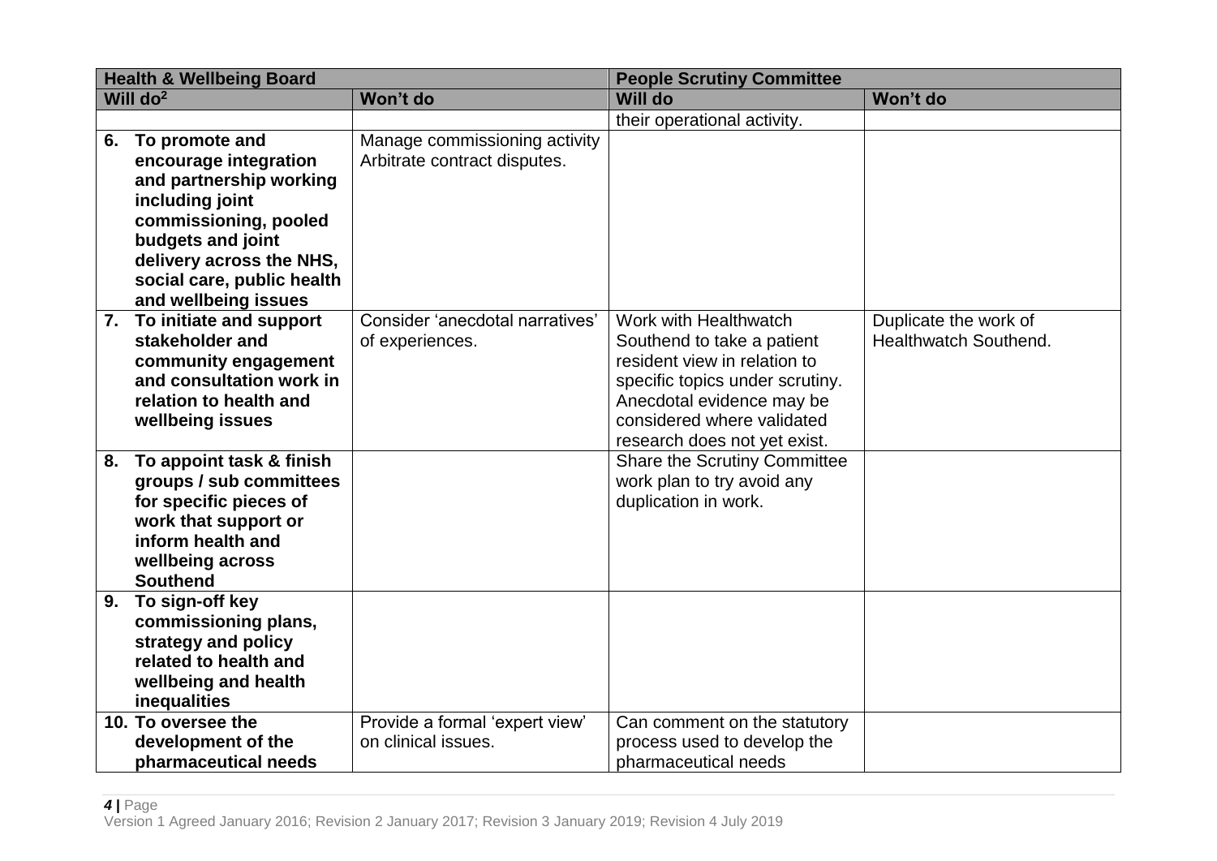| Health & Wellbeing Board | | People Scrutiny Committee | |
|---|---|---|---|
| **Will do[2]** | **Won't do** | **Will do** | **Won't do** |
| | | their operational activity. | |
| **6. To promote and encourage integration and partnership working including joint commissioning, pooled budgets and joint delivery across the NHS, social care, public health and wellbeing issues** | Manage commissioning activity Arbitrate contract disputes. | | |
| **7. To initiate and support stakeholder and community engagement and consultation work in relation to health and wellbeing issues** | Consider 'anecdotal narratives' of experiences. | Work with Healthwatch Southend to take a patient resident view in relation to specific topics under scrutiny. Anecdotal evidence may be considered where validated research does not yet exist. | Duplicate the work of Healthwatch Southend. |
| **8. To appoint task & finish groups / sub committees for specific pieces of work that support or inform health and wellbeing across Southend** | | Share the Scrutiny Committee work plan to try avoid any duplication in work. | |
| **9. To sign-off key commissioning plans, strategy and policy related to health and wellbeing and health inequalities** | | | |
| **10. To oversee the development of the pharmaceutical needs** | Provide a formal 'expert view' on clinical issues. | Can comment on the statutory process used to develop the pharmaceutical needs | |

Version 1 Agreed January 2016; Revision 2 January 2017; Revision 3 January 2019; Revision 4 July 2019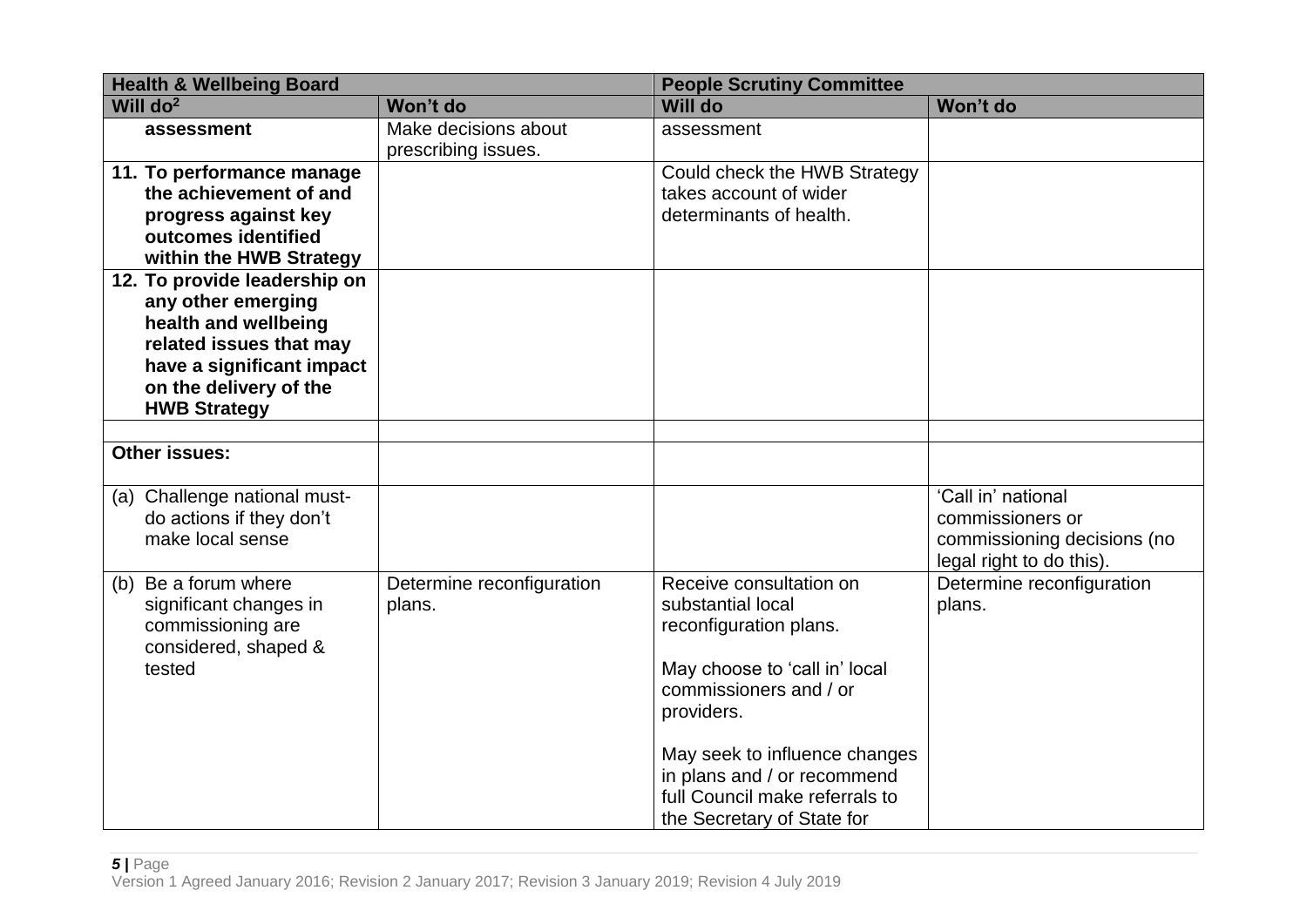| **Health & Wellbeing Board** | | **People Scrutiny Committee** | |
|---|---|---|---|
| **Will do**[2] | **Won't do** | **Will do** | **Won't do** |
| **assessment** | Make decisions about prescribing issues. | assessment | |
| **11. To performance manage the achievement of and progress against key outcomes identified within the HWB Strategy** | | Could check the HWB Strategy takes account of wider determinants of health. | |
| **12. To provide leadership on any other emerging health and wellbeing related issues that may have a significant impact on the delivery of the HWB Strategy** | | | |
| | | | |
| **Other issues:** | | | |
| (a) Challenge national must-do actions if they don't make local sense | | | 'Call in' national commissioners or commissioning decisions (no legal right to do this). |
| (b) Be a forum where significant changes in commissioning are considered, shaped & tested | Determine reconfiguration plans. | Receive consultation on substantial local reconfiguration plans.<br><br>May choose to 'call in' local commissioners and / or providers.<br><br>May seek to influence changes in plans and / or recommend full Council make referrals to the Secretary of State for | Determine reconfiguration plans. |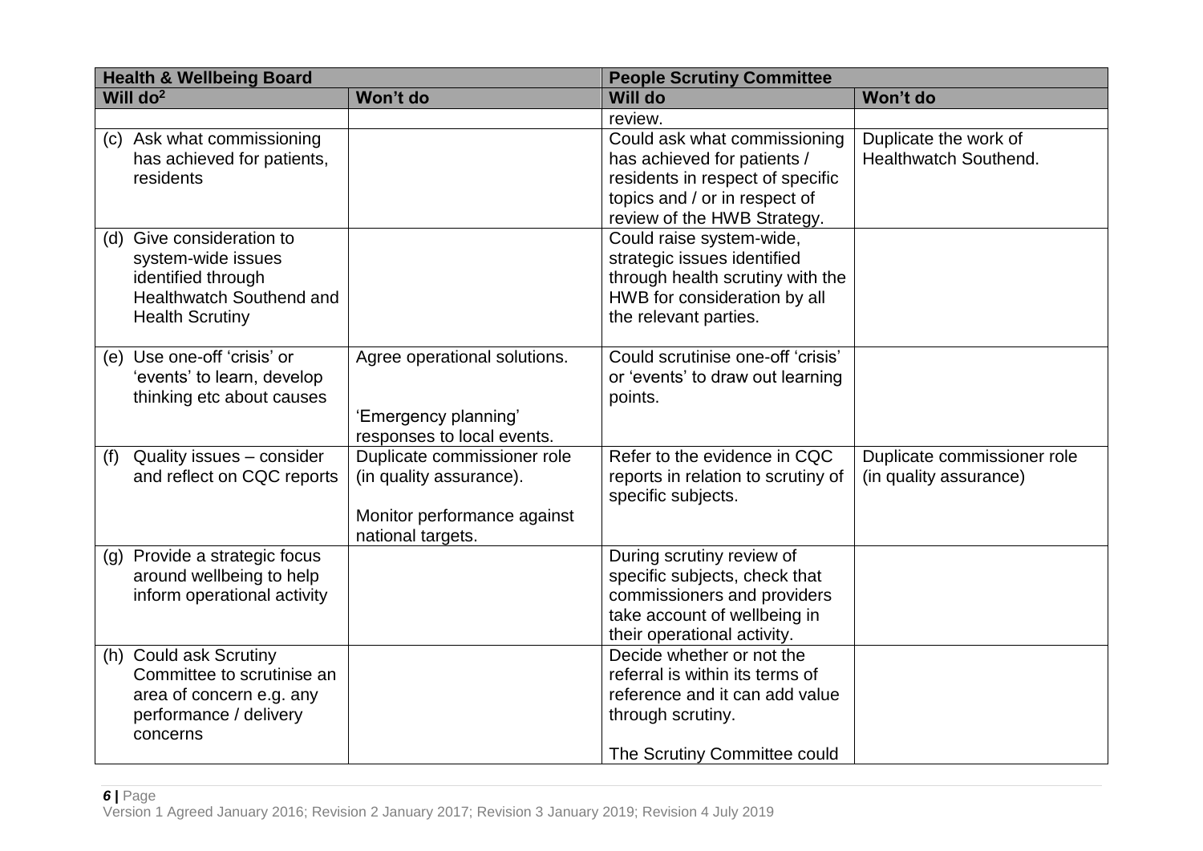| Health & Wellbeing Board | | People Scrutiny Committee | |
|---|---|---|---|
| Will do[2] | Won't do | Will do | Won't do |
| | | review. | |
| (c) Ask what commissioning has achieved for patients, residents | | Could ask what commissioning has achieved for patients / residents in respect of specific topics and / or in respect of review of the HWB Strategy. | Duplicate the work of Healthwatch Southend. |
| (d) Give consideration to system-wide issues identified through Healthwatch Southend and Health Scrutiny | | Could raise system-wide, strategic issues identified through health scrutiny with the HWB for consideration by all the relevant parties. | |
| (e) Use one-off 'crisis' or 'events' to learn, develop thinking etc about causes | Agree operational solutions.<br><br>'Emergency planning' responses to local events. | Could scrutinise one-off 'crisis' or 'events' to draw out learning points. | |
| (f) Quality issues – consider and reflect on CQC reports | Duplicate commissioner role (in quality assurance).<br><br>Monitor performance against national targets. | Refer to the evidence in CQC reports in relation to scrutiny of specific subjects. | Duplicate commissioner role (in quality assurance) |
| (g) Provide a strategic focus around wellbeing to help inform operational activity | | During scrutiny review of specific subjects, check that commissioners and providers take account of wellbeing in their operational activity. | |
| (h) Could ask Scrutiny Committee to scrutinise an area of concern e.g. any performance / delivery concerns | | Decide whether or not the referral is within its terms of reference and it can add value through scrutiny.<br><br>The Scrutiny Committee could | |

Version 1 Agreed January 2016; Revision 2 January 2017; Revision 3 January 2019; Revision 4 July 2019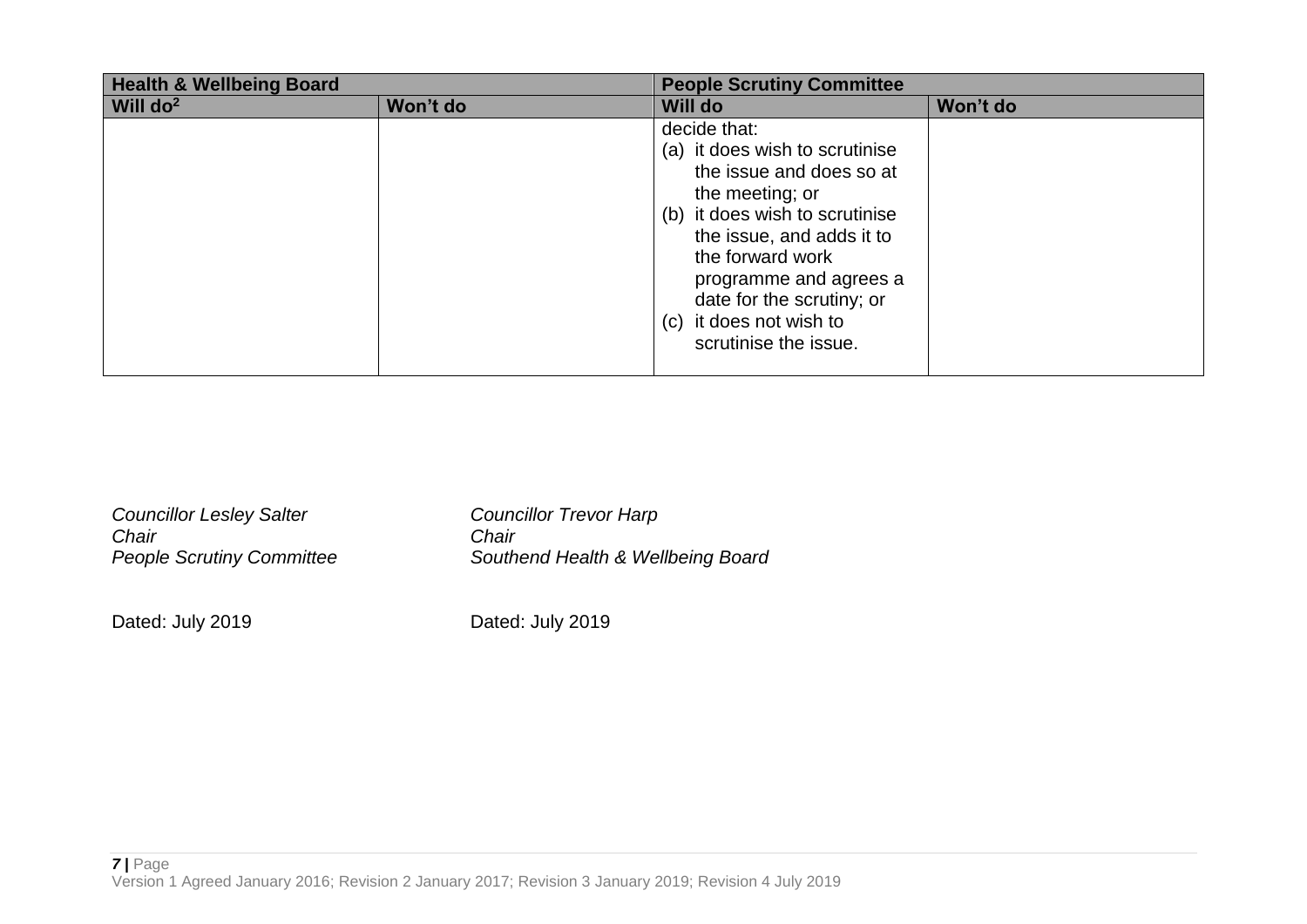| Health & Wellbeing Board | | People Scrutiny Committee | |
|---|---|---|---|
| Will do[2] | Won't do | Will do | Won't do |
| | | decide that:<br>(a) it does wish to scrutinise the issue and does so at the meeting; or<br>(b) it does wish to scrutinise the issue, and adds it to the forward work programme and agrees a date for the scrutiny; or<br>(c) it does not wish to scrutinise the issue. | |

*Councillor Lesley Salter*
*Chair*
*People Scrutiny Committee*

Dated: July 2019

*Councillor Trevor Harp*
*Chair*
*Southend Health & Wellbeing Board*

Dated: July 2019

Version 1 Agreed January 2016; Revision 2 January 2017; Revision 3 January 2019; Revision 4 July 2019